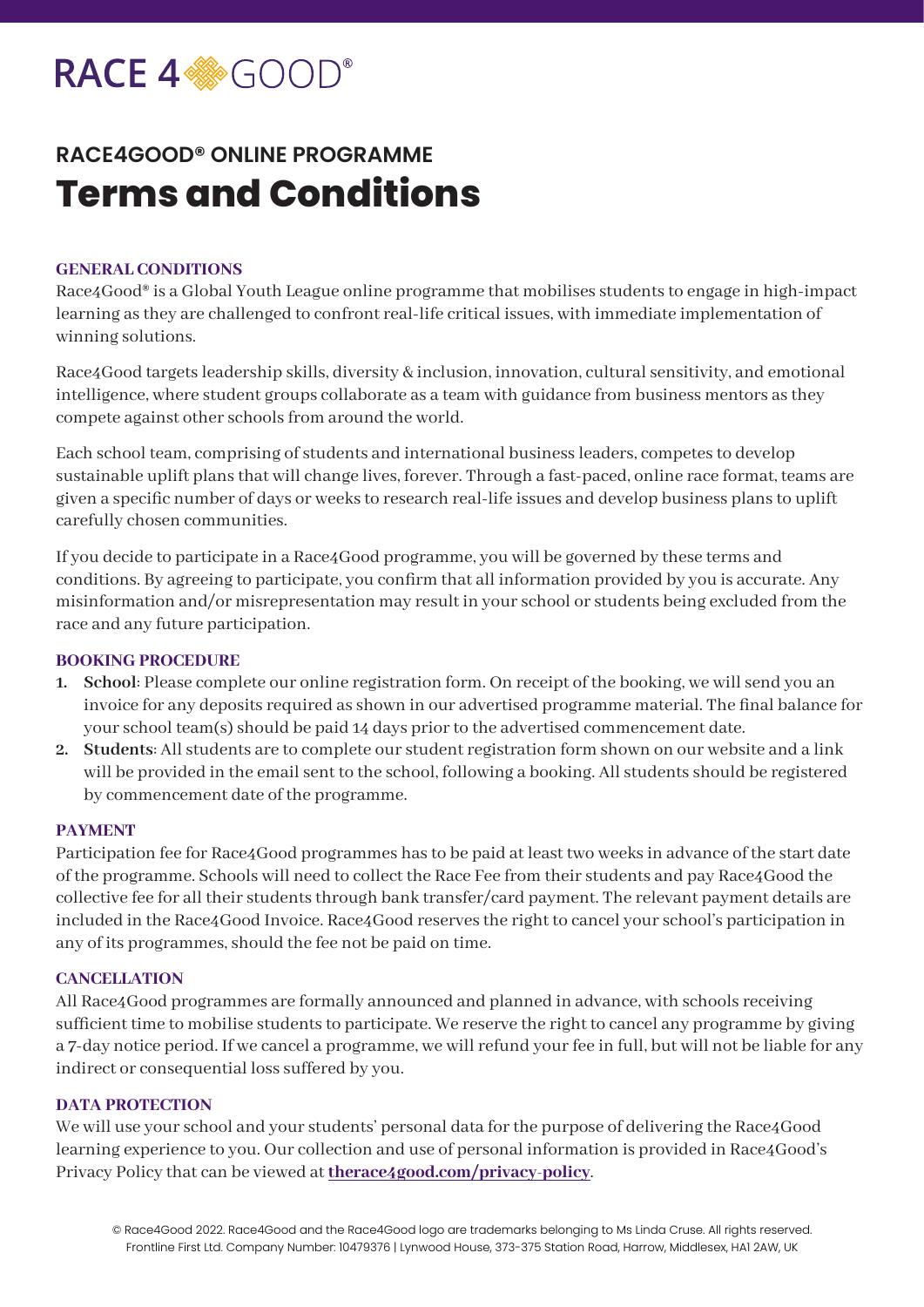RACE 4 GOOD®

## RACE4GOOD® ONLINE PROGRAMME

# Terms and Conditions

### GENERAL CONDITIONS

Race4Good® is a Global Youth League online programme that mobilises students to engage in high-impact learning as they are challenged to confront real-life critical issues, with immediate implementation of winning solutions.

Race4Good targets leadership skills, diversity & inclusion, innovation, cultural sensitivity, and emotional intelligence, where student groups collaborate as a team with guidance from business mentors as they compete against other schools from around the world.

Each school team, comprising of students and international business leaders, competes to develop sustainable uplift plans that will change lives, forever. Through a fast-paced, online race format, teams are given a specific number of days or weeks to research real-life issues and develop business plans to uplift carefully chosen communities.

If you decide to participate in a Race4Good programme, you will be governed by these terms and conditions. By agreeing to participate, you confirm that all information provided by you is accurate. Any misinformation and/or misrepresentation may result in your school or students being excluded from the race and any future participation.

### BOOKING PROCEDURE

1. **School**: Please complete our online registration form. On receipt of the booking, we will send you an invoice for any deposits required as shown in our advertised programme material. The final balance for your school team(s) should be paid 14 days prior to the advertised commencement date.
2. **Students**: All students are to complete our student registration form shown on our website and a link will be provided in the email sent to the school, following a booking. All students should be registered by commencement date of the programme.

### PAYMENT

Participation fee for Race4Good programmes has to be paid at least two weeks in advance of the start date of the programme. Schools will need to collect the Race Fee from their students and pay Race4Good the collective fee for all their students through bank transfer/card payment. The relevant payment details are included in the Race4Good Invoice. Race4Good reserves the right to cancel your school's participation in any of its programmes, should the fee not be paid on time.

### CANCELLATION

All Race4Good programmes are formally announced and planned in advance, with schools receiving sufficient time to mobilise students to participate. We reserve the right to cancel any programme by giving a 7-day notice period. If we cancel a programme, we will refund your fee in full, but will not be liable for any indirect or consequential loss suffered by you.

### DATA PROTECTION

We will use your school and your students' personal data for the purpose of delivering the Race4Good learning experience to you. Our collection and use of personal information is provided in Race4Good's Privacy Policy that can be viewed at **therace4good.com/privacy-policy**.

© Race4Good 2022. Race4Good and the Race4Good logo are trademarks belonging to Ms Linda Cruse. All rights reserved.
Frontline First Ltd. Company Number: 10479376 | Lynwood House, 373-375 Station Road, Harrow, Middlesex, HA1 2AW, UK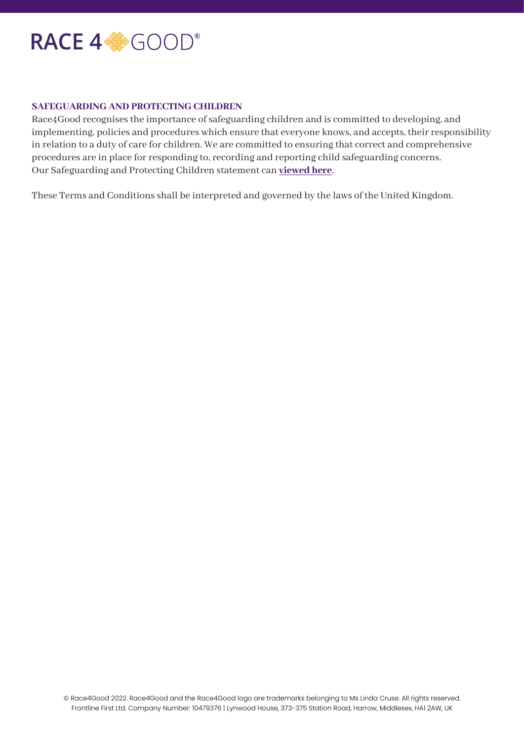## SAFEGUARDING AND PROTECTING CHILDREN

Race4Good recognises the importance of safeguarding children and is committed to developing, and implementing, policies and procedures which ensure that everyone knows, and accepts, their responsibility in relation to a duty of care for children. We are committed to ensuring that correct and comprehensive procedures are in place for responding to, recording and reporting child safeguarding concerns. Our Safeguarding and Protecting Children statement can **viewed here**.

These Terms and Conditions shall be interpreted and governed by the laws of the United Kingdom.